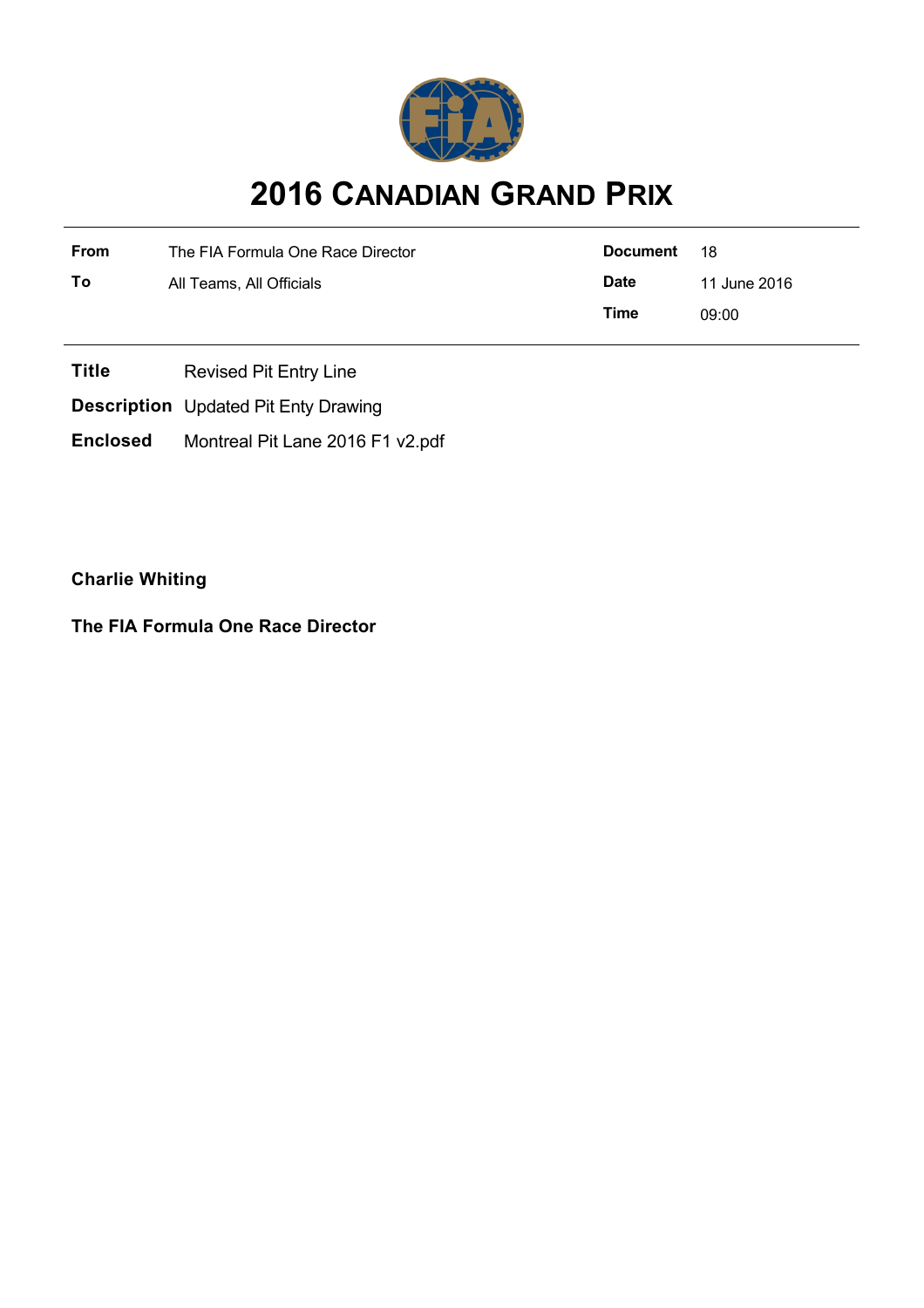# 2016 CANADIAN GRAND PRIX

| | | | |
|---|---|---|---|
| **From** | The FIA Formula One Race Director | **Document** | 18 |
| **To** | All Teams, All Officials | **Date** | 11 June 2016 |
| | | **Time** | 09:00 |

**Title** Revised Pit Entry Line

**Description** Updated Pit Enty Drawing

**Enclosed** Montreal Pit Lane 2016 F1 v2.pdf

**Charlie Whiting**

**The FIA Formula One Race Director**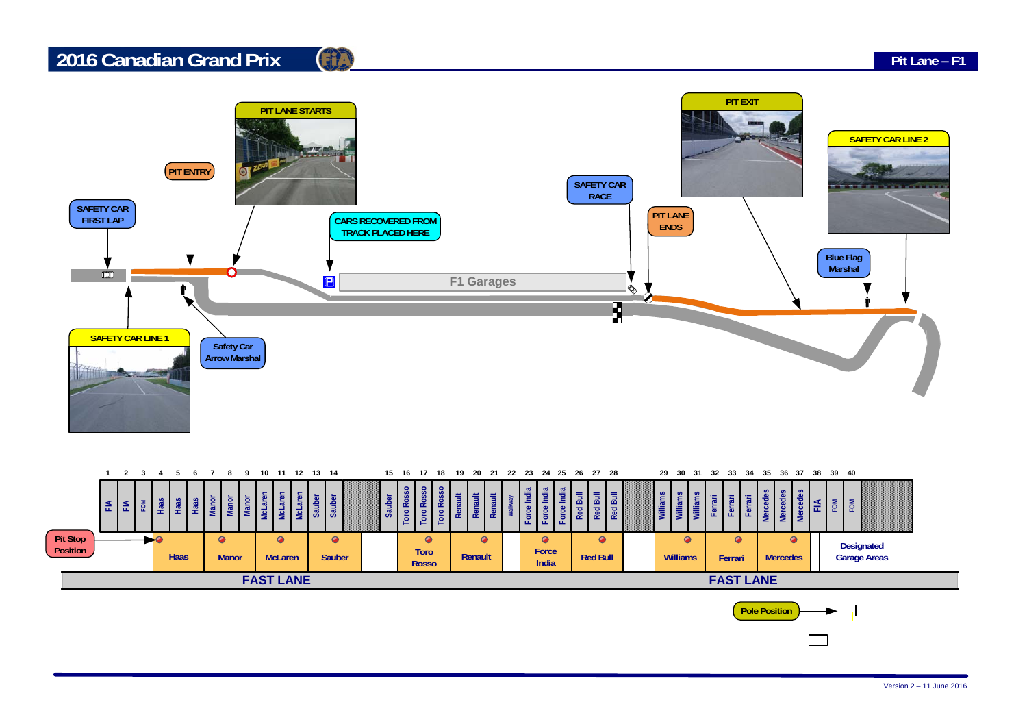# 2016 Canadian Grand Prix

Pit Lane – F1

PIT LANE STARTS

PIT ENTRY

SAFETY CAR FIRST LAP

CARS RECOVERED FROM TRACK PLACED HERE

SAFETY CAR RACE

PIT LANE ENDS

PIT EXIT

SAFETY CAR LINE 2

Blue Flag Marshal

F1 Garages

SAFETY CAR LINE 1

Safety Car Arrow Marshal

| 1 | 2 | 3 | 4 | 5 | 6 | 7 | 8 | 9 | 10 | 11 | 12 | 13 | 14 | | 15 | 16 | 17 | 18 | 19 | 20 | 21 | 22 | 23 | 24 | 25 | 26 | 27 | 28 | | 29 | 30 | 31 | 32 | 33 | 34 | 35 | 36 | 37 | 38 | 39 | 40 |
|---|---|---|---|---|---|---|---|---|---|---|---|---|---|---|---|---|---|---|---|---|---|---|---|---|---|---|---|---|---|---|---|---|---|---|---|---|---|---|---|---|---|
| FIA | FIA | FOM | Haas | Haas | Haas | Manor | Manor | Manor | McLaren | McLaren | McLaren | Sauber | Sauber | | Sauber | Toro Rosso | Toro Rosso | Toro Rosso | Renault | Renault | Renault | Walkway | Force India | Force India | Force India | Red Bull | Red Bull | Red Bull | | Williams | Williams | Williams | Ferrari | Ferrari | Ferrari | Mercedes | Mercedes | Mercedes | FIA | FOM | FOM |

Pit Stop Position

Haas | Manor | McLaren | Sauber | Toro Rosso | Renault | Force India | Red Bull | Williams | Ferrari | Mercedes | Designated Garage Areas

FAST LANE

FAST LANE

Pole Position

Version 2 – 11 June 2016